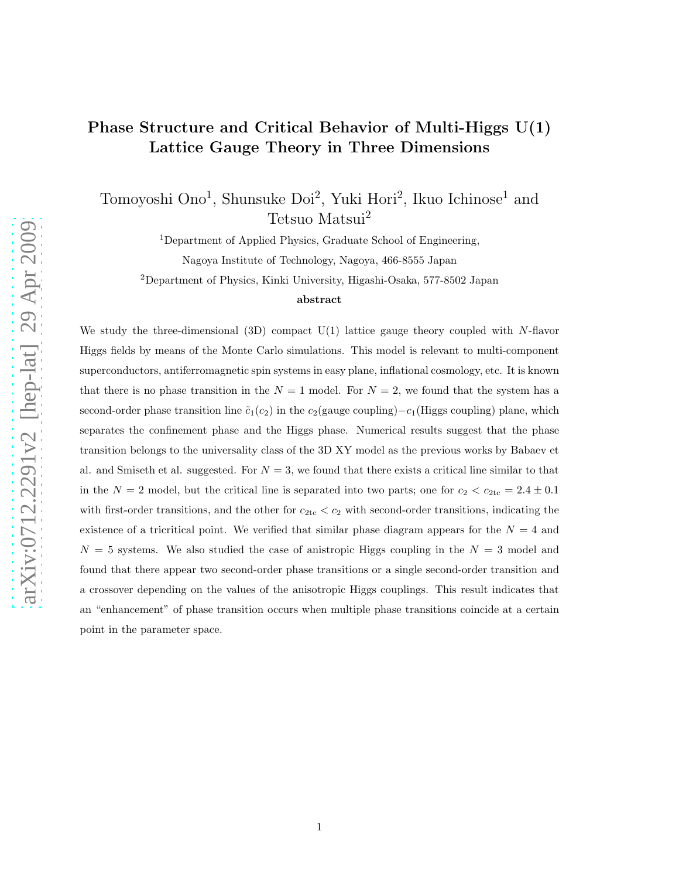# Phase Structure and Critical Behavior of Multi-Higgs U(1) Lattice Gauge Theory in Three Dimensions

Tomoyoshi Ono[1], Shunsuke Doi[2], Yuki Hori[2], Ikuo Ichinose[1] and Tetsuo Matsui[2]

[1]Department of Applied Physics, Graduate School of Engineering,

Nagoya Institute of Technology, Nagoya, 466-8555 Japan

[2]Department of Physics, Kinki University, Higashi-Osaka, 577-8502 Japan

**abstract**

We study the three-dimensional (3D) compact U(1) lattice gauge theory coupled with $N$-flavor Higgs fields by means of the Monte Carlo simulations. This model is relevant to multi-component superconductors, antiferromagnetic spin systems in easy plane, inflational cosmology, etc. It is known that there is no phase transition in the $N = 1$ model. For $N = 2$, we found that the system has a second-order phase transition line $\tilde{c}_1(c_2)$ in the $c_2$(gauge coupling)$-c_1$(Higgs coupling) plane, which separates the confinement phase and the Higgs phase. Numerical results suggest that the phase transition belongs to the universality class of the 3D XY model as the previous works by Babaev et al. and Smiseth et al. suggested. For $N = 3$, we found that there exists a critical line similar to that in the $N = 2$ model, but the critical line is separated into two parts; one for $c_2 < c_{2\rm tc} = 2.4 \pm 0.1$ with first-order transitions, and the other for $c_{2\rm tc} < c_2$ with second-order transitions, indicating the existence of a tricritical point. We verified that similar phase diagram appears for the $N = 4$ and $N = 5$ systems. We also studied the case of anistropic Higgs coupling in the $N = 3$ model and found that there appear two second-order phase transitions or a single second-order transition and a crossover depending on the values of the anisotropic Higgs couplings. This result indicates that an "enhancement" of phase transition occurs when multiple phase transitions coincide at a certain point in the parameter space.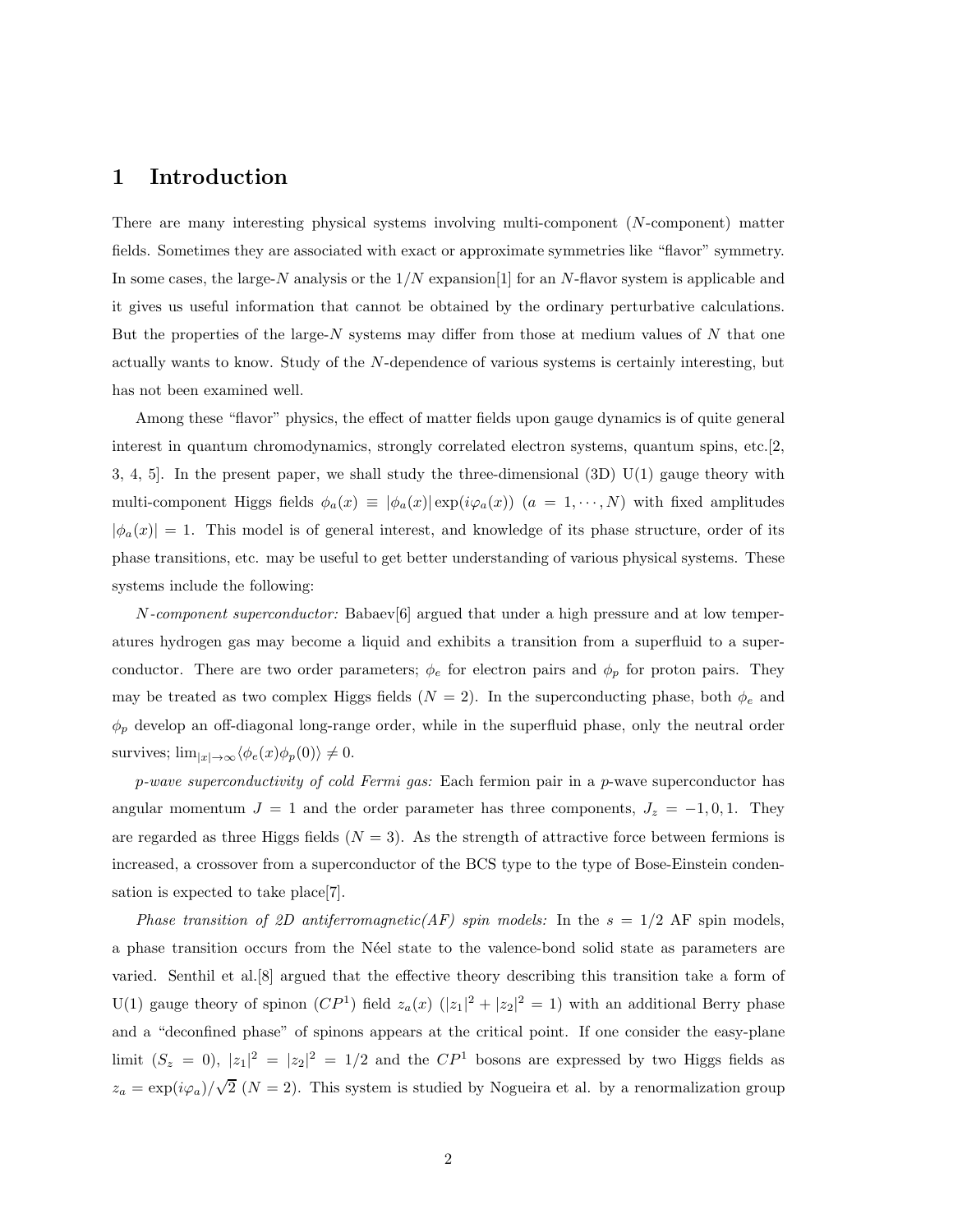# 1 Introduction

There are many interesting physical systems involving multi-component ($N$-component) matter fields. Sometimes they are associated with exact or approximate symmetries like "flavor" symmetry. In some cases, the large-$N$ analysis or the $1/N$ expansion[1] for an $N$-flavor system is applicable and it gives us useful information that cannot be obtained by the ordinary perturbative calculations. But the properties of the large-$N$ systems may differ from those at medium values of $N$ that one actually wants to know. Study of the $N$-dependence of various systems is certainly interesting, but has not been examined well.

Among these "flavor" physics, the effect of matter fields upon gauge dynamics is of quite general interest in quantum chromodynamics, strongly correlated electron systems, quantum spins, etc.[2, 3, 4, 5]. In the present paper, we shall study the three-dimensional (3D) U(1) gauge theory with multi-component Higgs fields $\phi_a(x) \equiv |\phi_a(x)| \exp(i\varphi_a(x))$ ($a = 1, \cdots, N$) with fixed amplitudes $|\phi_a(x)| = 1$. This model is of general interest, and knowledge of its phase structure, order of its phase transitions, etc. may be useful to get better understanding of various physical systems. These systems include the following:

*N-component superconductor:* Babaev[6] argued that under a high pressure and at low temperatures hydrogen gas may become a liquid and exhibits a transition from a superfluid to a superconductor. There are two order parameters; $\phi_e$ for electron pairs and $\phi_p$ for proton pairs. They may be treated as two complex Higgs fields ($N = 2$). In the superconducting phase, both $\phi_e$ and $\phi_p$ develop an off-diagonal long-range order, while in the superfluid phase, only the neutral order survives; $\lim_{|x|\to\infty}\langle\phi_e(x)\phi_p(0)\rangle \neq 0$.

*p-wave superconductivity of cold Fermi gas:* Each fermion pair in a $p$-wave superconductor has angular momentum $J = 1$ and the order parameter has three components, $J_z = -1, 0, 1$. They are regarded as three Higgs fields ($N = 3$). As the strength of attractive force between fermions is increased, a crossover from a superconductor of the BCS type to the type of Bose-Einstein condensation is expected to take place[7].

*Phase transition of 2D antiferromagnetic(AF) spin models:* In the $s = 1/2$ AF spin models, a phase transition occurs from the Néel state to the valence-bond solid state as parameters are varied. Senthil et al.[8] argued that the effective theory describing this transition take a form of U(1) gauge theory of spinon ($CP^1$) field $z_a(x)$ ($|z_1|^2 + |z_2|^2 = 1$) with an additional Berry phase and a "deconfined phase" of spinons appears at the critical point. If one consider the easy-plane limit ($S_z = 0$), $|z_1|^2 = |z_2|^2 = 1/2$ and the $CP^1$ bosons are expressed by two Higgs fields as $z_a = \exp(i\varphi_a)/\sqrt{2}$ ($N = 2$). This system is studied by Nogueira et al. by a renormalization group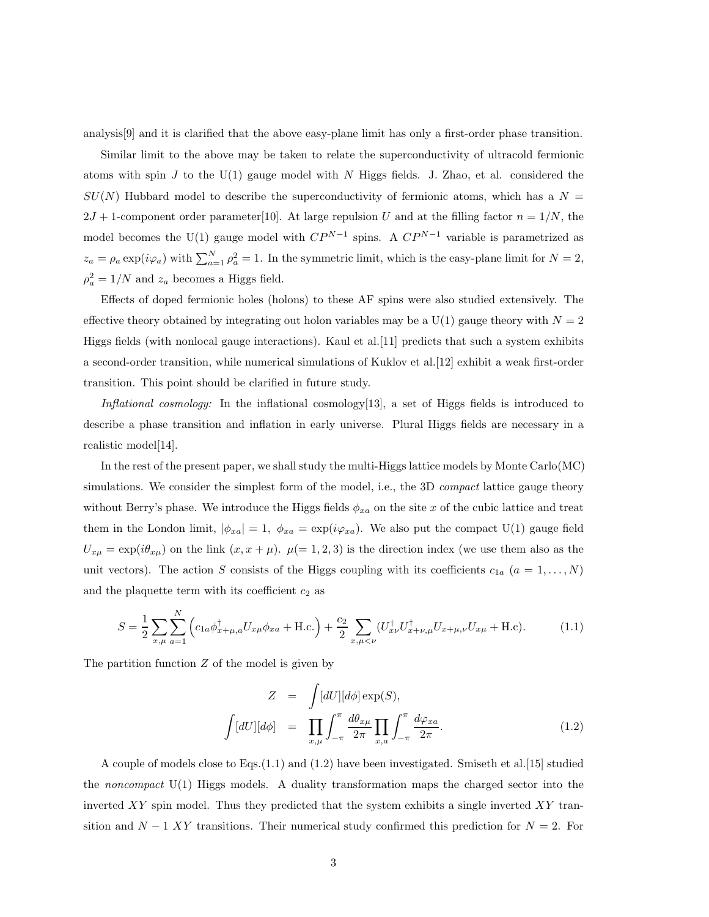analysis[9] and it is clarified that the above easy-plane limit has only a first-order phase transition.

Similar limit to the above may be taken to relate the superconductivity of ultracold fermionic atoms with spin $J$ to the U(1) gauge model with $N$ Higgs fields. J. Zhao, et al. considered the $SU(N)$ Hubbard model to describe the superconductivity of fermionic atoms, which has a $N = 2J+1$-component order parameter[10]. At large repulsion $U$ and at the filling factor $n = 1/N$, the model becomes the U(1) gauge model with $CP^{N-1}$ spins. A $CP^{N-1}$ variable is parametrized as $z_a = \rho_a \exp(i\varphi_a)$ with $\sum_{a=1}^{N} \rho_a^2 = 1$. In the symmetric limit, which is the easy-plane limit for $N = 2$, $\rho_a^2 = 1/N$ and $z_a$ becomes a Higgs field.

Effects of doped fermionic holes (holons) to these AF spins were also studied extensively. The effective theory obtained by integrating out holon variables may be a U(1) gauge theory with $N = 2$ Higgs fields (with nonlocal gauge interactions). Kaul et al.[11] predicts that such a system exhibits a second-order transition, while numerical simulations of Kuklov et al.[12] exhibit a weak first-order transition. This point should be clarified in future study.

*Inflational cosmology:* In the inflational cosmology[13], a set of Higgs fields is introduced to describe a phase transition and inflation in early universe. Plural Higgs fields are necessary in a realistic model[14].

In the rest of the present paper, we shall study the multi-Higgs lattice models by Monte Carlo(MC) simulations. We consider the simplest form of the model, i.e., the 3D *compact* lattice gauge theory without Berry's phase. We introduce the Higgs fields $\phi_{xa}$ on the site $x$ of the cubic lattice and treat them in the London limit, $|\phi_{xa}| = 1$, $\phi_{xa} = \exp(i\varphi_{xa})$. We also put the compact U(1) gauge field $U_{x\mu} = \exp(i\theta_{x\mu})$ on the link $(x, x+\mu)$. $\mu (= 1, 2, 3)$ is the direction index (we use them also as the unit vectors). The action $S$ consists of the Higgs coupling with its coefficients $c_{1a}$ $(a = 1, \ldots, N)$ and the plaquette term with its coefficient $c_2$ as

$$S = \frac{1}{2} \sum_{x,\mu} \sum_{a=1}^{N} \left( c_{1a} \phi^{\dagger}_{x+\mu,a} U_{x\mu} \phi_{xa} + \text{H.c.} \right) + \frac{c_2}{2} \sum_{x,\mu<\nu} (U^{\dagger}_{x\nu} U^{\dagger}_{x+\nu,\mu} U_{x+\mu,\nu} U_{x\mu} + \text{H.c}). \tag{1.1}$$

The partition function $Z$ of the model is given by

$$\begin{aligned} Z &= \int [dU][d\phi] \exp(S), \\ \int [dU][d\phi] &= \prod_{x,\mu} \int_{-\pi}^{\pi} \frac{d\theta_{x\mu}}{2\pi} \prod_{x,a} \int_{-\pi}^{\pi} \frac{d\varphi_{xa}}{2\pi}. \end{aligned} \tag{1.2}$$

A couple of models close to Eqs.(1.1) and (1.2) have been investigated. Smiseth et al.[15] studied the *noncompact* U(1) Higgs models. A duality transformation maps the charged sector into the inverted $XY$ spin model. Thus they predicted that the system exhibits a single inverted $XY$ transition and $N-1$ $XY$ transitions. Their numerical study confirmed this prediction for $N = 2$. For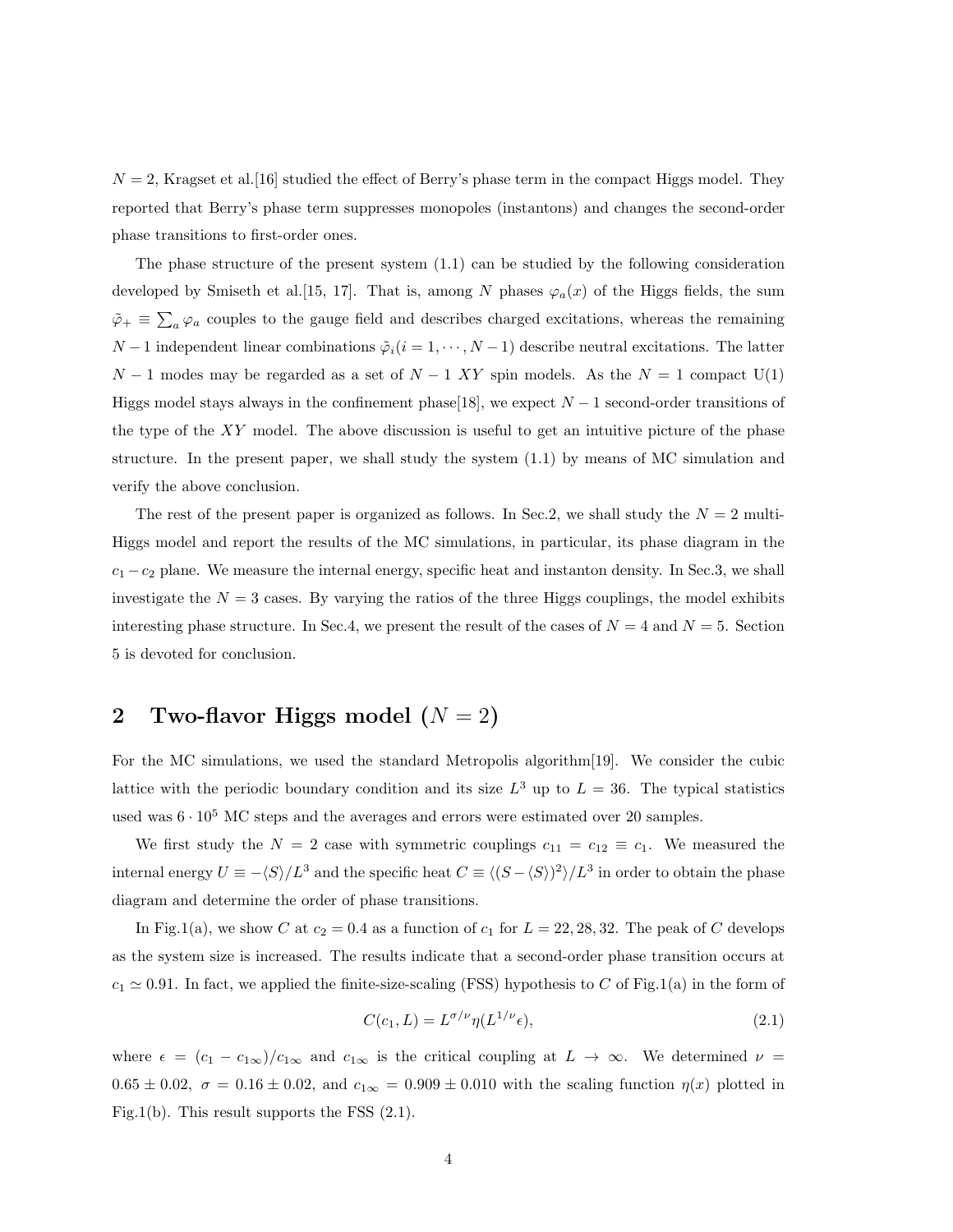$N = 2$, Kragset et al.[16] studied the effect of Berry's phase term in the compact Higgs model. They reported that Berry's phase term suppresses monopoles (instantons) and changes the second-order phase transitions to first-order ones.

The phase structure of the present system (1.1) can be studied by the following consideration developed by Smiseth et al.[15, 17]. That is, among $N$ phases $\varphi_a(x)$ of the Higgs fields, the sum $\tilde{\varphi}_+ \equiv \sum_a \varphi_a$ couples to the gauge field and describes charged excitations, whereas the remaining $N-1$ independent linear combinations $\tilde{\varphi}_i (i = 1, \cdots, N-1)$ describe neutral excitations. The latter $N-1$ modes may be regarded as a set of $N-1$ $XY$ spin models. As the $N = 1$ compact U(1) Higgs model stays always in the confinement phase[18], we expect $N-1$ second-order transitions of the type of the $XY$ model. The above discussion is useful to get an intuitive picture of the phase structure. In the present paper, we shall study the system (1.1) by means of MC simulation and verify the above conclusion.

The rest of the present paper is organized as follows. In Sec.2, we shall study the $N = 2$ multi-Higgs model and report the results of the MC simulations, in particular, its phase diagram in the $c_1 - c_2$ plane. We measure the internal energy, specific heat and instanton density. In Sec.3, we shall investigate the $N = 3$ cases. By varying the ratios of the three Higgs couplings, the model exhibits interesting phase structure. In Sec.4, we present the result of the cases of $N = 4$ and $N = 5$. Section 5 is devoted for conclusion.

## 2 Two-flavor Higgs model ($N = 2$)

For the MC simulations, we used the standard Metropolis algorithm[19]. We consider the cubic lattice with the periodic boundary condition and its size $L^3$ up to $L = 36$. The typical statistics used was $6 \cdot 10^5$ MC steps and the averages and errors were estimated over 20 samples.

We first study the $N = 2$ case with symmetric couplings $c_{11} = c_{12} \equiv c_1$. We measured the internal energy $U \equiv -\langle S \rangle / L^3$ and the specific heat $C \equiv \langle (S - \langle S \rangle)^2 \rangle / L^3$ in order to obtain the phase diagram and determine the order of phase transitions.

In Fig.1(a), we show $C$ at $c_2 = 0.4$ as a function of $c_1$ for $L = 22, 28, 32$. The peak of $C$ develops as the system size is increased. The results indicate that a second-order phase transition occurs at $c_1 \simeq 0.91$. In fact, we applied the finite-size-scaling (FSS) hypothesis to $C$ of Fig.1(a) in the form of

$$C(c_1, L) = L^{\sigma/\nu} \eta(L^{1/\nu} \epsilon), \tag{2.1}$$

where $\epsilon = (c_1 - c_{1\infty})/c_{1\infty}$ and $c_{1\infty}$ is the critical coupling at $L \to \infty$. We determined $\nu = 0.65 \pm 0.02$, $\sigma = 0.16 \pm 0.02$, and $c_{1\infty} = 0.909 \pm 0.010$ with the scaling function $\eta(x)$ plotted in Fig.1(b). This result supports the FSS (2.1).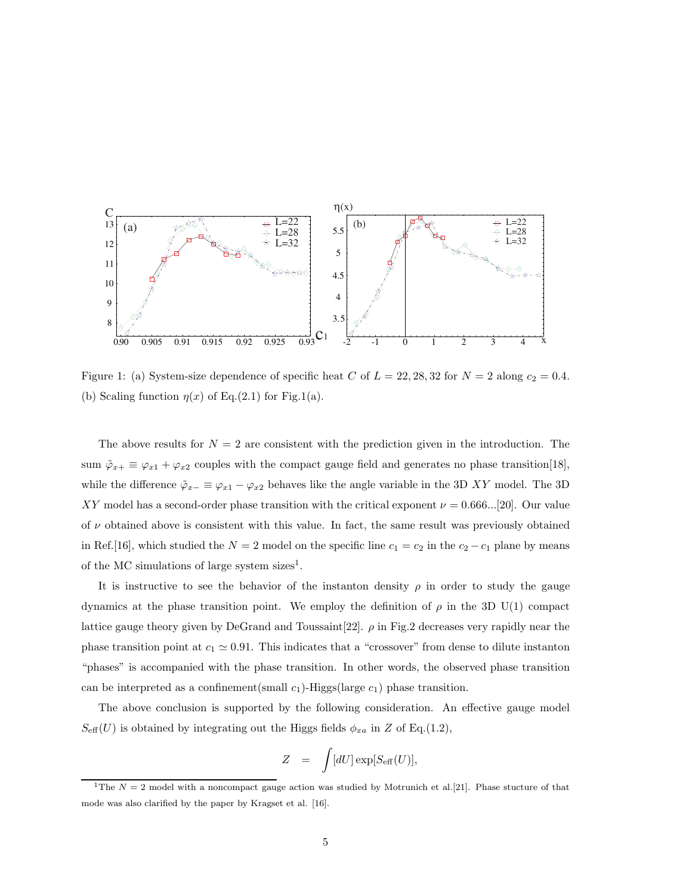Figure 1: (a) System-size dependence of specific heat $C$ of $L = 22, 28, 32$ for $N = 2$ along $c_2 = 0.4$. (b) Scaling function $\eta(x)$ of Eq.(2.1) for Fig.1(a).

The above results for $N = 2$ are consistent with the prediction given in the introduction. The sum $\tilde{\varphi}_{x+} \equiv \varphi_{x1} + \varphi_{x2}$ couples with the compact gauge field and generates no phase transition[18], while the difference $\tilde{\varphi}_{x-} \equiv \varphi_{x1} - \varphi_{x2}$ behaves like the angle variable in the 3D $XY$ model. The 3D $XY$ model has a second-order phase transition with the critical exponent $\nu = 0.666...$[20]. Our value of $\nu$ obtained above is consistent with this value. In fact, the same result was previously obtained in Ref.[16], which studied the $N = 2$ model on the specific line $c_1 = c_2$ in the $c_2 - c_1$ plane by means of the MC simulations of large system sizes[1].

It is instructive to see the behavior of the instanton density $\rho$ in order to study the gauge dynamics at the phase transition point. We employ the definition of $\rho$ in the 3D U(1) compact lattice gauge theory given by DeGrand and Toussaint[22]. $\rho$ in Fig.2 decreases very rapidly near the phase transition point at $c_1 \simeq 0.91$. This indicates that a "crossover" from dense to dilute instanton "phases" is accompanied with the phase transition. In other words, the observed phase transition can be interpreted as a confinement(small $c_1$)-Higgs(large $c_1$) phase transition.

The above conclusion is supported by the following consideration. An effective gauge model $S_{\rm eff}(U)$ is obtained by integrating out the Higgs fields $\phi_{xa}$ in $Z$ of Eq.(1.2),

$$Z = \int [dU] \exp[S_{\rm eff}(U)],$$

[1] The $N = 2$ model with a noncompact gauge action was studied by Motrunich et al.[21]. Phase stucture of that mode was also clarified by the paper by Kragset et al. [16].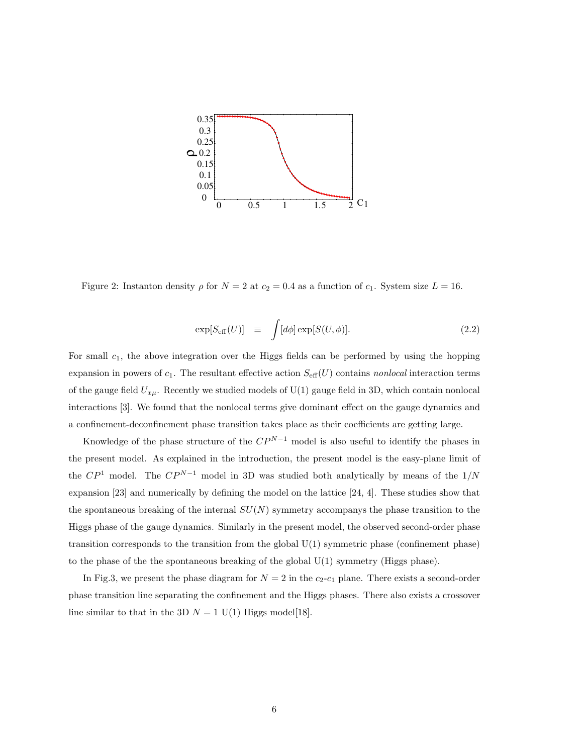Figure 2: Instanton density $\rho$ for $N = 2$ at $c_2 = 0.4$ as a function of $c_1$. System size $L = 16$.

$$\exp[S_{\rm eff}(U)] \quad \equiv \quad \int [d\phi] \exp[S(U, \phi)]. \tag{2.2}$$

For small $c_1$, the above integration over the Higgs fields can be performed by using the hopping expansion in powers of $c_1$. The resultant effective action $S_{\rm eff}(U)$ contains *nonlocal* interaction terms of the gauge field $U_{x\mu}$. Recently we studied models of U(1) gauge field in 3D, which contain nonlocal interactions [3]. We found that the nonlocal terms give dominant effect on the gauge dynamics and a confinement-deconfinement phase transition takes place as their coefficients are getting large.

Knowledge of the phase structure of the $CP^{N-1}$ model is also useful to identify the phases in the present model. As explained in the introduction, the present model is the easy-plane limit of the $CP^1$ model. The $CP^{N-1}$ model in 3D was studied both analytically by means of the $1/N$ expansion [23] and numerically by defining the model on the lattice [24, 4]. These studies show that the spontaneous breaking of the internal $SU(N)$ symmetry accompanys the phase transition to the Higgs phase of the gauge dynamics. Similarly in the present model, the observed second-order phase transition corresponds to the transition from the global U(1) symmetric phase (confinement phase) to the phase of the the spontaneous breaking of the global U(1) symmetry (Higgs phase).

In Fig.3, we present the phase diagram for $N = 2$ in the $c_2$-$c_1$ plane. There exists a second-order phase transition line separating the confinement and the Higgs phases. There also exists a crossover line similar to that in the 3D $N = 1$ U(1) Higgs model[18].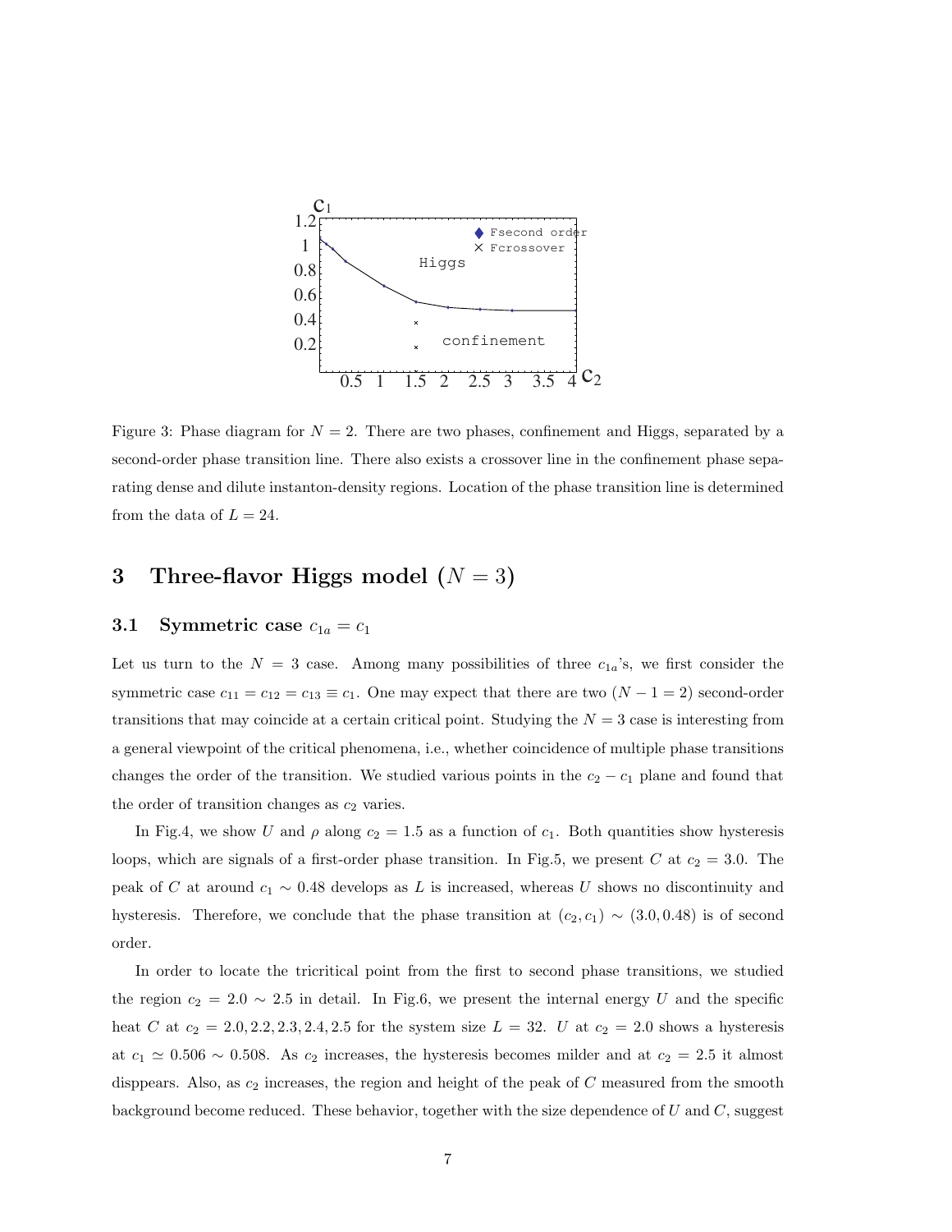Figure 3: Phase diagram for $N = 2$. There are two phases, confinement and Higgs, separated by a second-order phase transition line. There also exists a crossover line in the confinement phase separating dense and dilute instanton-density regions. Location of the phase transition line is determined from the data of $L = 24$.

## 3 Three-flavor Higgs model ($N = 3$)

### 3.1 Symmetric case $c_{1a} = c_1$

Let us turn to the $N = 3$ case. Among many possibilities of three $c_{1a}$'s, we first consider the symmetric case $c_{11} = c_{12} = c_{13} \equiv c_1$. One may expect that there are two ($N - 1 = 2$) second-order transitions that may coincide at a certain critical point. Studying the $N = 3$ case is interesting from a general viewpoint of the critical phenomena, i.e., whether coincidence of multiple phase transitions changes the order of the transition. We studied various points in the $c_2 - c_1$ plane and found that the order of transition changes as $c_2$ varies.

In Fig.4, we show $U$ and $\rho$ along $c_2 = 1.5$ as a function of $c_1$. Both quantities show hysteresis loops, which are signals of a first-order phase transition. In Fig.5, we present $C$ at $c_2 = 3.0$. The peak of $C$ at around $c_1 \sim 0.48$ develops as $L$ is increased, whereas $U$ shows no discontinuity and hysteresis. Therefore, we conclude that the phase transition at $(c_2, c_1) \sim (3.0, 0.48)$ is of second order.

In order to locate the tricritical point from the first to second phase transitions, we studied the region $c_2 = 2.0 \sim 2.5$ in detail. In Fig.6, we present the internal energy $U$ and the specific heat $C$ at $c_2 = 2.0, 2.2, 2.3, 2.4, 2.5$ for the system size $L = 32$. $U$ at $c_2 = 2.0$ shows a hysteresis at $c_1 \simeq 0.506 \sim 0.508$. As $c_2$ increases, the hysteresis becomes milder and at $c_2 = 2.5$ it almost disppears. Also, as $c_2$ increases, the region and height of the peak of $C$ measured from the smooth background become reduced. These behavior, together with the size dependence of $U$ and $C$, suggest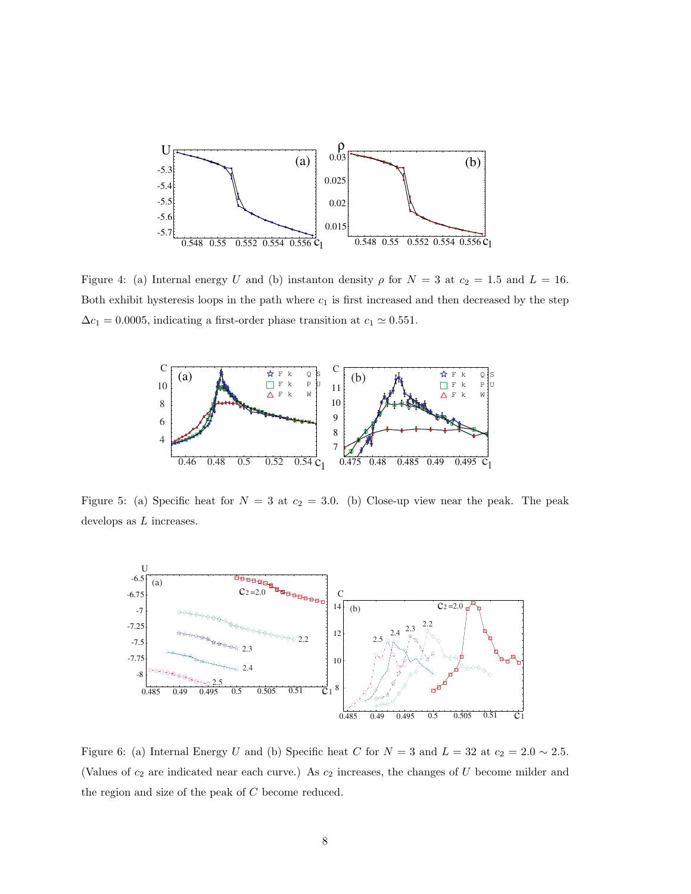Figure 4: (a) Internal energy $U$ and (b) instanton density $\rho$ for $N = 3$ at $c_2 = 1.5$ and $L = 16$. Both exhibit hysteresis loops in the path where $c_1$ is first increased and then decreased by the step $\Delta c_1 = 0.0005$, indicating a first-order phase transition at $c_1 \simeq 0.551$.

Figure 5: (a) Specific heat for $N = 3$ at $c_2 = 3.0$. (b) Close-up view near the peak. The peak develops as $L$ increases.

Figure 6: (a) Internal Energy $U$ and (b) Specific heat $C$ for $N = 3$ and $L = 32$ at $c_2 = 2.0 \sim 2.5$. (Values of $c_2$ are indicated near each curve.) As $c_2$ increases, the changes of $U$ become milder and the region and size of the peak of $C$ become reduced.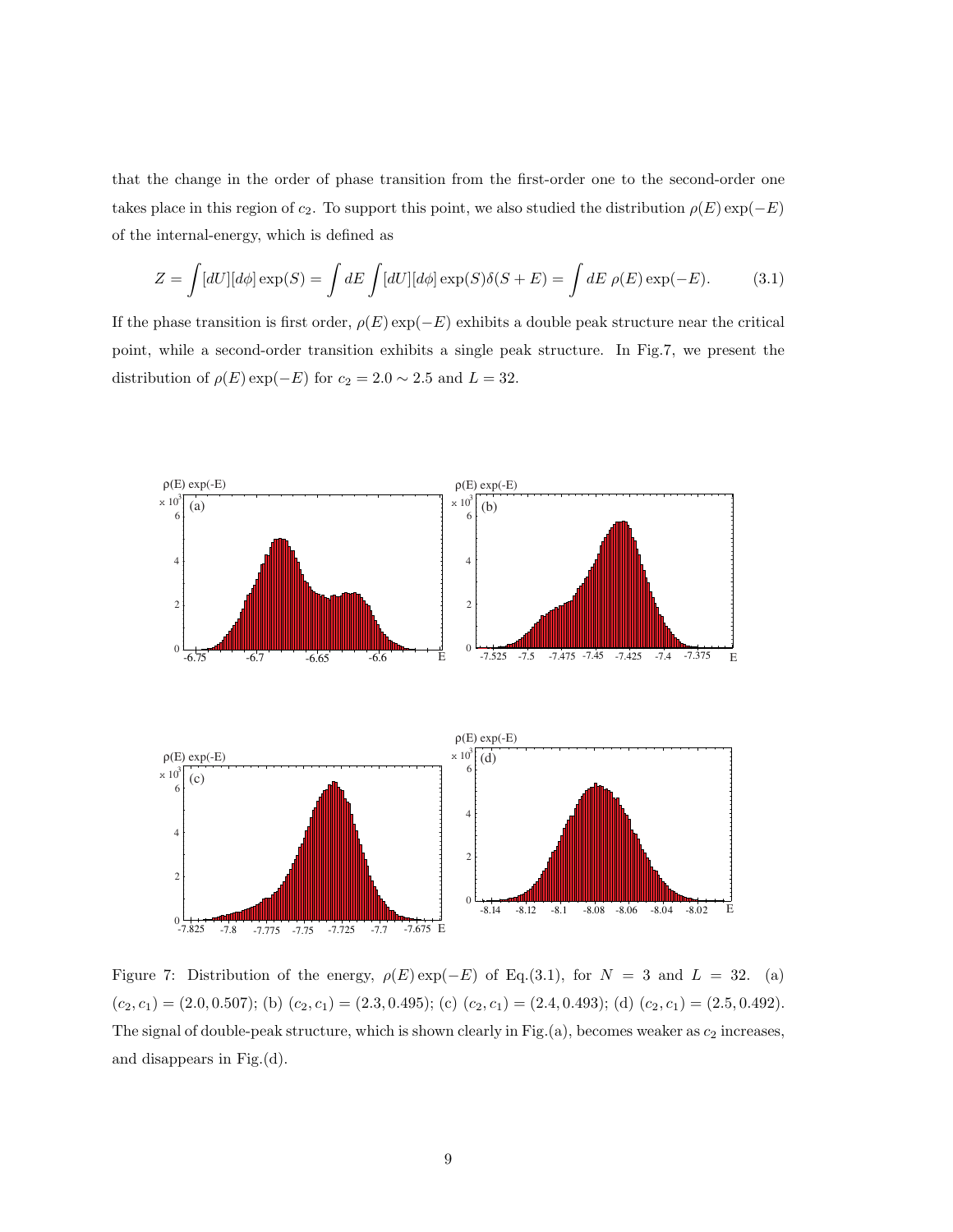that the change in the order of phase transition from the first-order one to the second-order one takes place in this region of $c_2$. To support this point, we also studied the distribution $\rho(E)\exp(-E)$ of the internal-energy, which is defined as

$$Z = \int [dU][d\phi] \exp(S) = \int dE \int [dU][d\phi] \exp(S)\delta(S+E) = \int dE \; \rho(E)\exp(-E). \tag{3.1}$$

If the phase transition is first order, $\rho(E)\exp(-E)$ exhibits a double peak structure near the critical point, while a second-order transition exhibits a single peak structure. In Fig.7, we present the distribution of $\rho(E)\exp(-E)$ for $c_2 = 2.0 \sim 2.5$ and $L = 32$.

Figure 7: Distribution of the energy, $\rho(E)\exp(-E)$ of Eq.(3.1), for $N = 3$ and $L = 32$. (a) $(c_2, c_1) = (2.0, 0.507)$; (b) $(c_2, c_1) = (2.3, 0.495)$; (c) $(c_2, c_1) = (2.4, 0.493)$; (d) $(c_2, c_1) = (2.5, 0.492)$. The signal of double-peak structure, which is shown clearly in Fig.(a), becomes weaker as $c_2$ increases, and disappears in Fig.(d).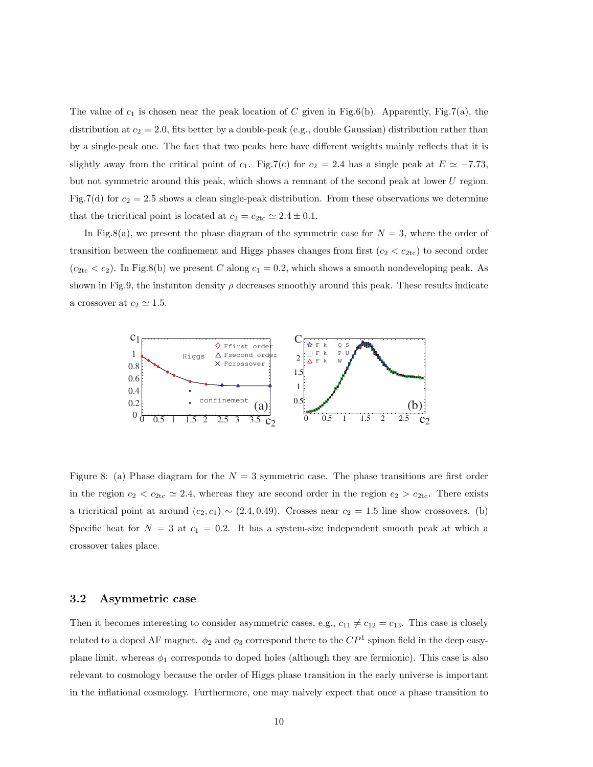The value of $c_1$ is chosen near the peak location of $C$ given in Fig.6(b). Apparently, Fig.7(a), the distribution at $c_2 = 2.0$, fits better by a double-peak (e.g., double Gaussian) distribution rather than by a single-peak one. The fact that two peaks here have different weights mainly reflects that it is slightly away from the critical point of $c_1$. Fig.7(c) for $c_2 = 2.4$ has a single peak at $E \simeq -7.73$, but not symmetric around this peak, which shows a remnant of the second peak at lower $U$ region. Fig.7(d) for $c_2 = 2.5$ shows a clean single-peak distribution. From these observations we determine that the tricritical point is located at $c_2 = c_{2\mathrm{tc}} \simeq 2.4 \pm 0.1$.

In Fig.8(a), we present the phase diagram of the symmetric case for $N = 3$, where the order of transition between the confinement and Higgs phases changes from first ($c_2 < c_{2\mathrm{tc}}$) to second order ($c_{2\mathrm{tc}} < c_2$). In Fig.8(b) we present $C$ along $c_1 = 0.2$, which shows a smooth nondeveloping peak. As shown in Fig.9, the instanton density $\rho$ decreases smoothly around this peak. These results indicate a crossover at $c_2 \simeq 1.5$.

Figure 8: (a) Phase diagram for the $N = 3$ symmetric case. The phase transitions are first order in the region $c_2 < c_{2\mathrm{tc}} \simeq 2.4$, whereas they are second order in the region $c_2 > c_{2\mathrm{tc}}$. There exists a tricritical point at around $(c_2, c_1) \sim (2.4, 0.49)$. Crosses near $c_2 = 1.5$ line show crossovers. (b) Specific heat for $N = 3$ at $c_1 = 0.2$. It has a system-size independent smooth peak at which a crossover takes place.

### 3.2 Asymmetric case

Then it becomes interesting to consider asymmetric cases, e.g., $c_{11} \neq c_{12} = c_{13}$. This case is closely related to a doped AF magnet. $\phi_2$ and $\phi_3$ correspond there to the $CP^1$ spinon field in the deep easy-plane limit, whereas $\phi_1$ corresponds to doped holes (although they are fermionic). This case is also relevant to cosmology because the order of Higgs phase transition in the early universe is important in the inflational cosmology. Furthermore, one may naively expect that once a phase transition to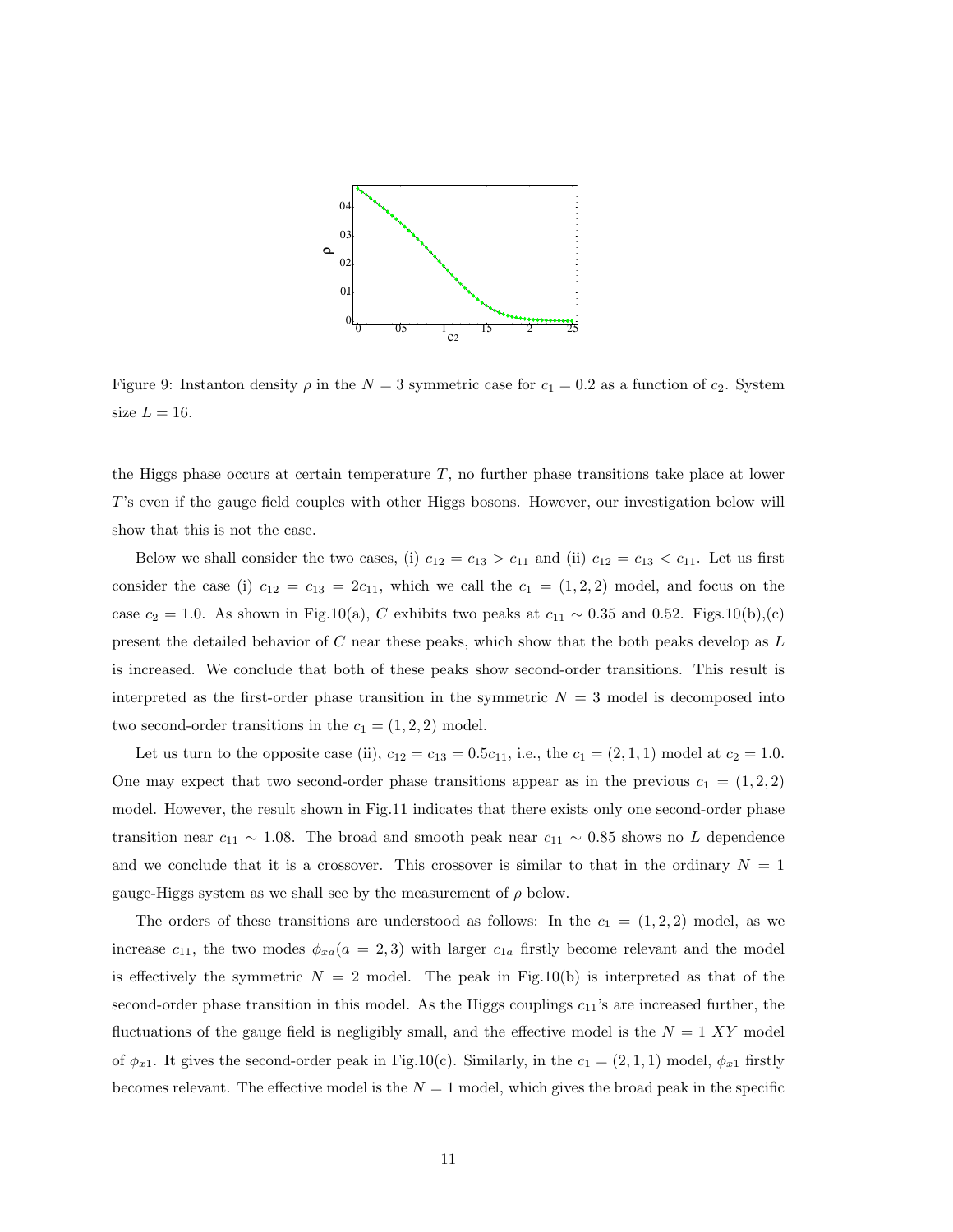Figure 9: Instanton density $\rho$ in the $N = 3$ symmetric case for $c_1 = 0.2$ as a function of $c_2$. System size $L = 16$.

the Higgs phase occurs at certain temperature $T$, no further phase transitions take place at lower $T$'s even if the gauge field couples with other Higgs bosons. However, our investigation below will show that this is not the case.

Below we shall consider the two cases, (i) $c_{12} = c_{13} > c_{11}$ and (ii) $c_{12} = c_{13} < c_{11}$. Let us first consider the case (i) $c_{12} = c_{13} = 2c_{11}$, which we call the $c_1 = (1, 2, 2)$ model, and focus on the case $c_2 = 1.0$. As shown in Fig.10(a), $C$ exhibits two peaks at $c_{11} \sim 0.35$ and $0.52$. Figs.10(b),(c) present the detailed behavior of $C$ near these peaks, which show that the both peaks develop as $L$ is increased. We conclude that both of these peaks show second-order transitions. This result is interpreted as the first-order phase transition in the symmetric $N = 3$ model is decomposed into two second-order transitions in the $c_1 = (1, 2, 2)$ model.

Let us turn to the opposite case (ii), $c_{12} = c_{13} = 0.5c_{11}$, i.e., the $c_1 = (2, 1, 1)$ model at $c_2 = 1.0$. One may expect that two second-order phase transitions appear as in the previous $c_1 = (1, 2, 2)$ model. However, the result shown in Fig.11 indicates that there exists only one second-order phase transition near $c_{11} \sim 1.08$. The broad and smooth peak near $c_{11} \sim 0.85$ shows no $L$ dependence and we conclude that it is a crossover. This crossover is similar to that in the ordinary $N = 1$ gauge-Higgs system as we shall see by the measurement of $\rho$ below.

The orders of these transitions are understood as follows: In the $c_1 = (1, 2, 2)$ model, as we increase $c_{11}$, the two modes $\phi_{xa} (a = 2, 3)$ with larger $c_{1a}$ firstly become relevant and the model is effectively the symmetric $N = 2$ model. The peak in Fig.10(b) is interpreted as that of the second-order phase transition in this model. As the Higgs couplings $c_{11}$'s are increased further, the fluctuations of the gauge field is negligibly small, and the effective model is the $N = 1$ $XY$ model of $\phi_{x1}$. It gives the second-order peak in Fig.10(c). Similarly, in the $c_1 = (2, 1, 1)$ model, $\phi_{x1}$ firstly becomes relevant. The effective model is the $N = 1$ model, which gives the broad peak in the specific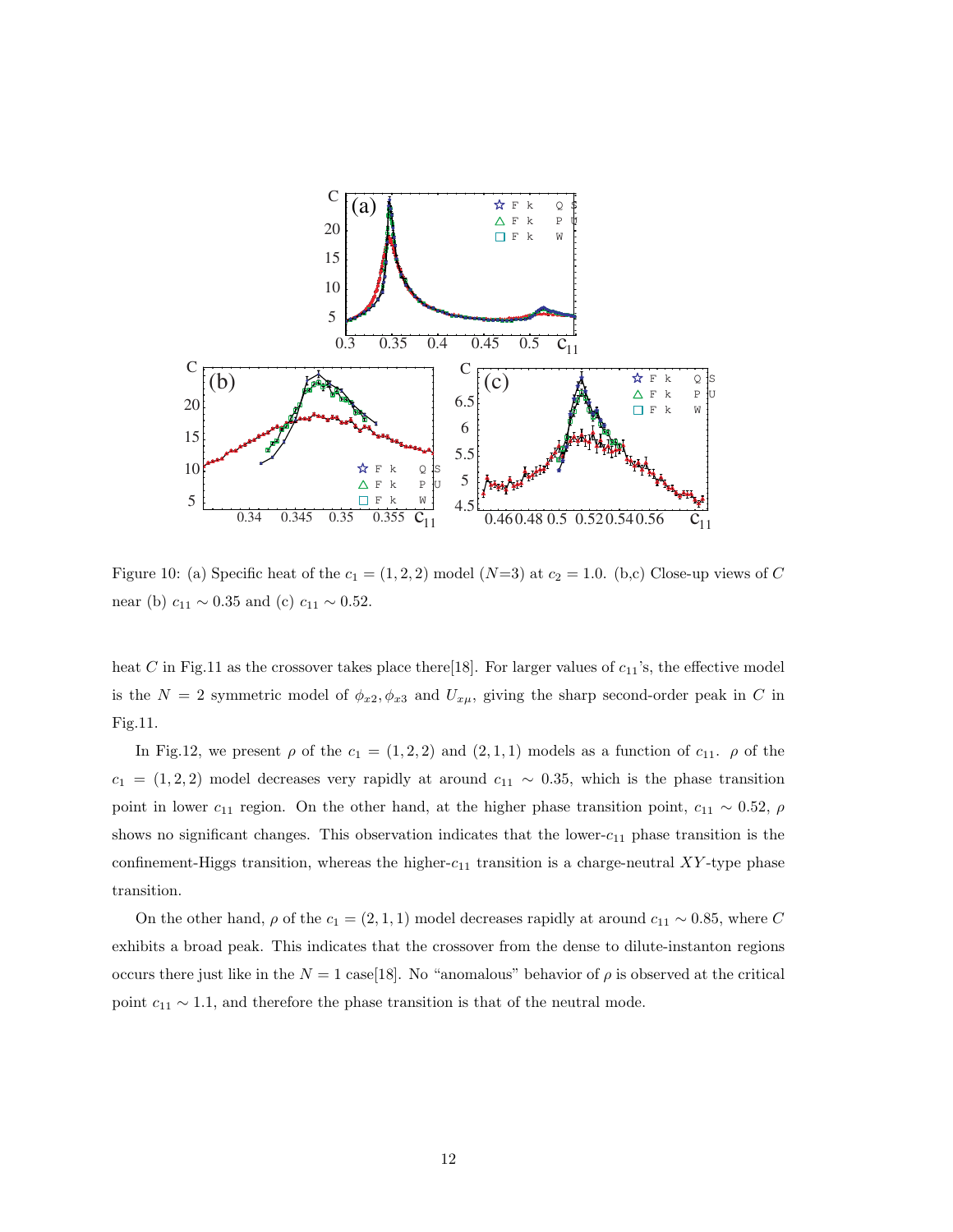Figure 10: (a) Specific heat of the $c_1 = (1, 2, 2)$ model ($N$=3) at $c_2 = 1.0$. (b,c) Close-up views of $C$ near (b) $c_{11} \sim 0.35$ and (c) $c_{11} \sim 0.52$.

heat $C$ in Fig.11 as the crossover takes place there[18]. For larger values of $c_{11}$'s, the effective model is the $N = 2$ symmetric model of $\phi_{x2}, \phi_{x3}$ and $U_{x\mu}$, giving the sharp second-order peak in $C$ in Fig.11.

In Fig.12, we present $\rho$ of the $c_1 = (1, 2, 2)$ and $(2, 1, 1)$ models as a function of $c_{11}$. $\rho$ of the $c_1 = (1, 2, 2)$ model decreases very rapidly at around $c_{11} \sim 0.35$, which is the phase transition point in lower $c_{11}$ region. On the other hand, at the higher phase transition point, $c_{11} \sim 0.52$, $\rho$ shows no significant changes. This observation indicates that the lower-$c_{11}$ phase transition is the confinement-Higgs transition, whereas the higher-$c_{11}$ transition is a charge-neutral $XY$-type phase transition.

On the other hand, $\rho$ of the $c_1 = (2, 1, 1)$ model decreases rapidly at around $c_{11} \sim 0.85$, where $C$ exhibits a broad peak. This indicates that the crossover from the dense to dilute-instanton regions occurs there just like in the $N = 1$ case[18]. No "anomalous" behavior of $\rho$ is observed at the critical point $c_{11} \sim 1.1$, and therefore the phase transition is that of the neutral mode.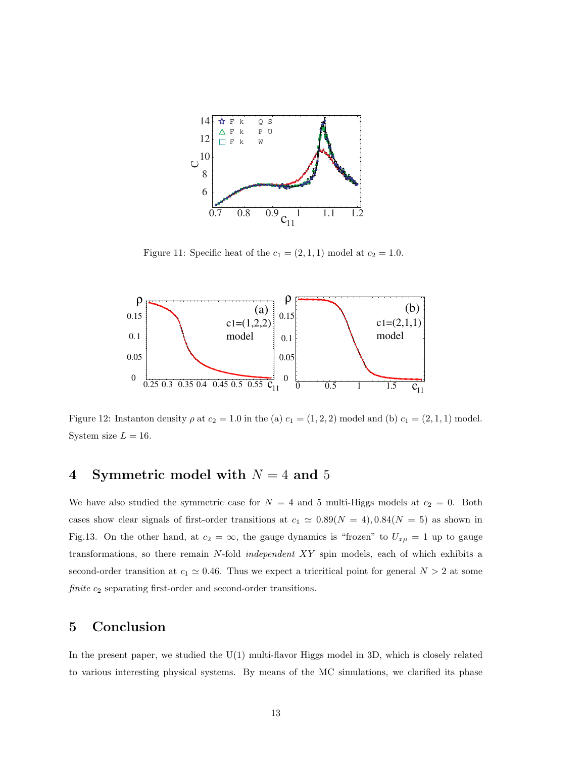Figure 11: Specific heat of the $c_1 = (2, 1, 1)$ model at $c_2 = 1.0$.

Figure 12: Instanton density $\rho$ at $c_2 = 1.0$ in the (a) $c_1 = (1, 2, 2)$ model and (b) $c_1 = (2, 1, 1)$ model. System size $L = 16$.

# 4 Symmetric model with $N = 4$ and 5

We have also studied the symmetric case for $N = 4$ and 5 multi-Higgs models at $c_2 = 0$. Both cases show clear signals of first-order transitions at $c_1 \simeq 0.89(N = 4), 0.84(N = 5)$ as shown in Fig.13. On the other hand, at $c_2 = \infty$, the gauge dynamics is "frozen" to $U_{x\mu} = 1$ up to gauge transformations, so there remain $N$-fold *independent* $XY$ spin models, each of which exhibits a second-order transition at $c_1 \simeq 0.46$. Thus we expect a tricritical point for general $N > 2$ at some *finite* $c_2$ separating first-order and second-order transitions.

# 5 Conclusion

In the present paper, we studied the U(1) multi-flavor Higgs model in 3D, which is closely related to various interesting physical systems. By means of the MC simulations, we clarified its phase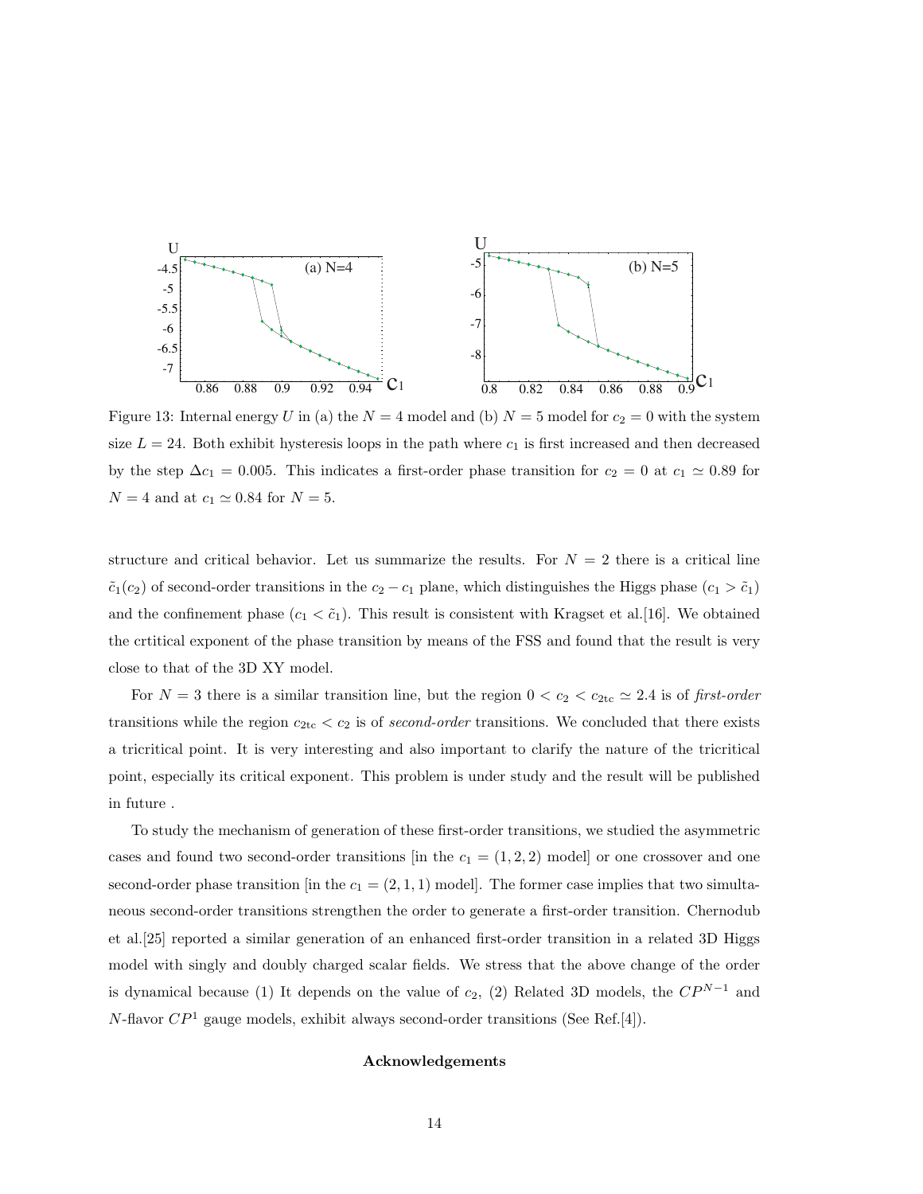Figure 13: Internal energy $U$ in (a) the $N = 4$ model and (b) $N = 5$ model for $c_2 = 0$ with the system size $L = 24$. Both exhibit hysteresis loops in the path where $c_1$ is first increased and then decreased by the step $\Delta c_1 = 0.005$. This indicates a first-order phase transition for $c_2 = 0$ at $c_1 \simeq 0.89$ for $N = 4$ and at $c_1 \simeq 0.84$ for $N = 5$.

structure and critical behavior. Let us summarize the results. For $N = 2$ there is a critical line $\tilde{c}_1(c_2)$ of second-order transitions in the $c_2 - c_1$ plane, which distinguishes the Higgs phase ($c_1 > \tilde{c}_1$) and the confinement phase ($c_1 < \tilde{c}_1$). This result is consistent with Kragset et al.[16]. We obtained the crtitical exponent of the phase transition by means of the FSS and found that the result is very close to that of the 3D XY model.

For $N = 3$ there is a similar transition line, but the region $0 < c_2 < c_{2\text{tc}} \simeq 2.4$ is of *first-order* transitions while the region $c_{2\text{tc}} < c_2$ is of *second-order* transitions. We concluded that there exists a tricritical point. It is very interesting and also important to clarify the nature of the tricritical point, especially its critical exponent. This problem is under study and the result will be published in future .

To study the mechanism of generation of these first-order transitions, we studied the asymmetric cases and found two second-order transitions [in the $c_1 = (1, 2, 2)$ model] or one crossover and one second-order phase transition [in the $c_1 = (2, 1, 1)$ model]. The former case implies that two simultaneous second-order transitions strengthen the order to generate a first-order transition. Chernodub et al.[25] reported a similar generation of an enhanced first-order transition in a related 3D Higgs model with singly and doubly charged scalar fields. We stress that the above change of the order is dynamical because (1) It depends on the value of $c_2$, (2) Related 3D models, the $CP^{N-1}$ and $N$-flavor $CP^1$ gauge models, exhibit always second-order transitions (See Ref.[4]).

## Acknowledgements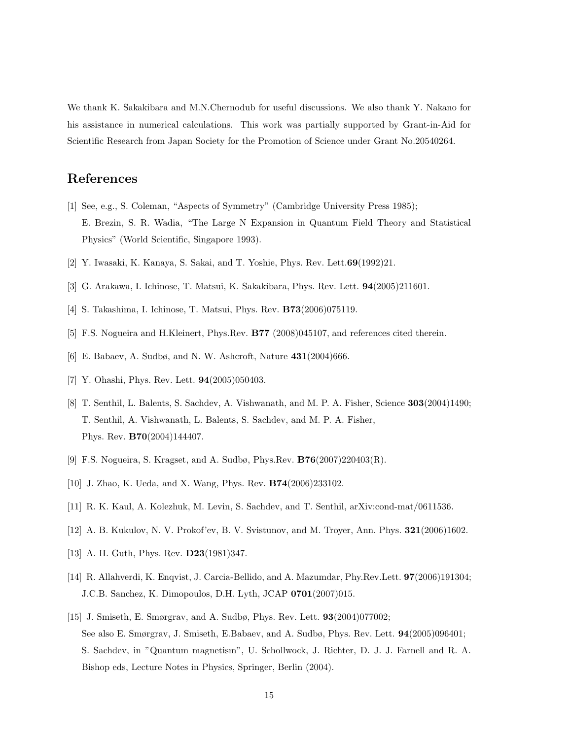We thank K. Sakakibara and M.N.Chernodub for useful discussions. We also thank Y. Nakano for his assistance in numerical calculations. This work was partially supported by Grant-in-Aid for Scientific Research from Japan Society for the Promotion of Science under Grant No.20540264.

# References

[1] See, e.g., S. Coleman, "Aspects of Symmetry" (Cambridge University Press 1985); E. Brezin, S. R. Wadia, "The Large N Expansion in Quantum Field Theory and Statistical Physics" (World Scientific, Singapore 1993).

[2] Y. Iwasaki, K. Kanaya, S. Sakai, and T. Yoshie, Phys. Rev. Lett.**69**(1992)21.

[3] G. Arakawa, I. Ichinose, T. Matsui, K. Sakakibara, Phys. Rev. Lett. **94**(2005)211601.

[4] S. Takashima, I. Ichinose, T. Matsui, Phys. Rev. **B73**(2006)075119.

[5] F.S. Nogueira and H.Kleinert, Phys.Rev. **B77** (2008)045107, and references cited therein.

[6] E. Babaev, A. Sudbø, and N. W. Ashcroft, Nature **431**(2004)666.

[7] Y. Ohashi, Phys. Rev. Lett. **94**(2005)050403.

[8] T. Senthil, L. Balents, S. Sachdev, A. Vishwanath, and M. P. A. Fisher, Science **303**(2004)1490; T. Senthil, A. Vishwanath, L. Balents, S. Sachdev, and M. P. A. Fisher, Phys. Rev. **B70**(2004)144407.

[9] F.S. Nogueira, S. Kragset, and A. Sudbø, Phys.Rev. **B76**(2007)220403(R).

[10] J. Zhao, K. Ueda, and X. Wang, Phys. Rev. **B74**(2006)233102.

[11] R. K. Kaul, A. Kolezhuk, M. Levin, S. Sachdev, and T. Senthil, arXiv:cond-mat/0611536.

[12] A. B. Kukulov, N. V. Prokof'ev, B. V. Svistunov, and M. Troyer, Ann. Phys. **321**(2006)1602.

[13] A. H. Guth, Phys. Rev. **D23**(1981)347.

[14] R. Allahverdi, K. Enqvist, J. Carcia-Bellido, and A. Mazumdar, Phy.Rev.Lett. **97**(2006)191304; J.C.B. Sanchez, K. Dimopoulos, D.H. Lyth, JCAP **0701**(2007)015.

[15] J. Smiseth, E. Smørgrav, and A. Sudbø, Phys. Rev. Lett. **93**(2004)077002; See also E. Smørgrav, J. Smiseth, E.Babaev, and A. Sudbø, Phys. Rev. Lett. **94**(2005)096401; S. Sachdev, in "Quantum magnetism", U. Schollwock, J. Richter, D. J. J. Farnell and R. A. Bishop eds, Lecture Notes in Physics, Springer, Berlin (2004).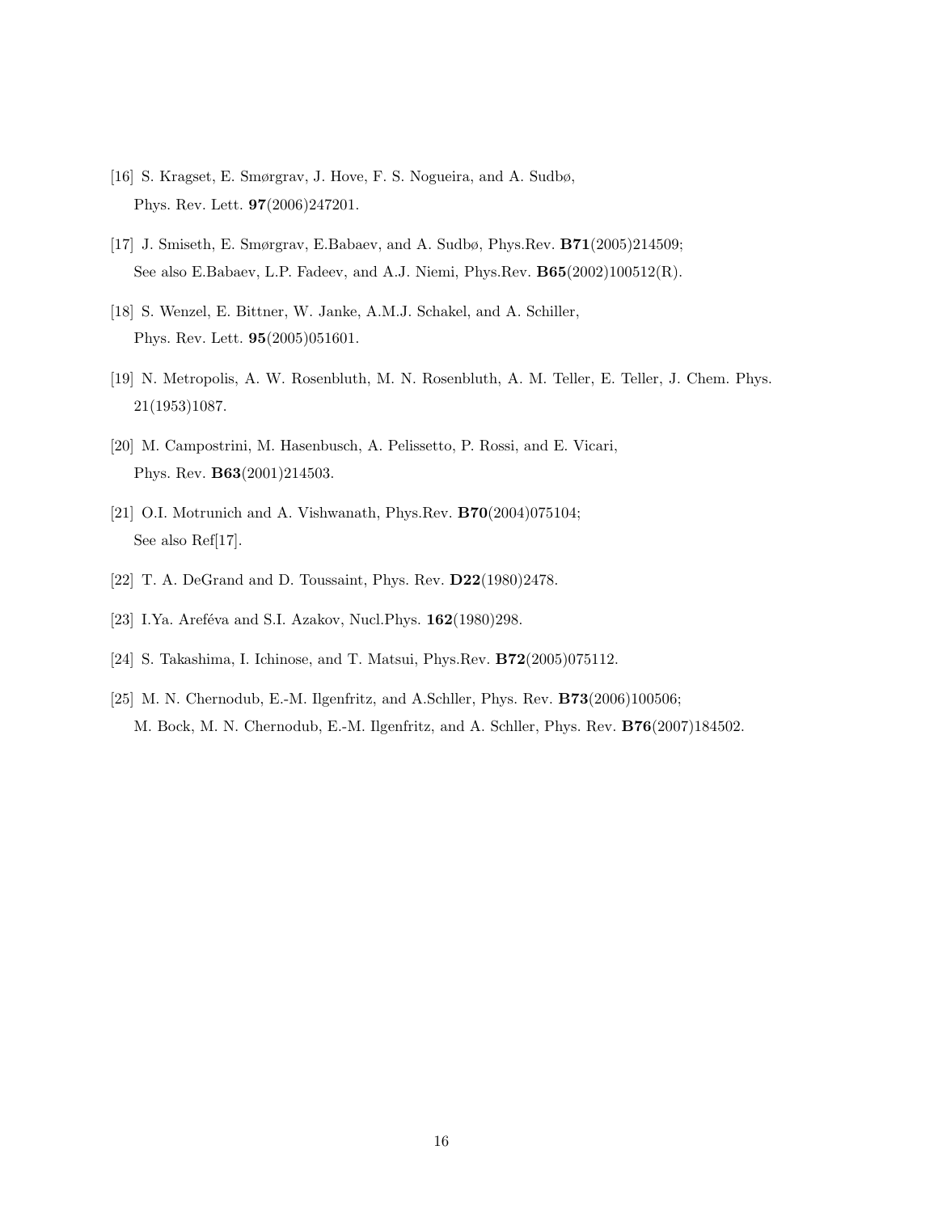[16] S. Kragset, E. Smørgrav, J. Hove, F. S. Nogueira, and A. Sudbø, Phys. Rev. Lett. **97**(2006)247201.

[17] J. Smiseth, E. Smørgrav, E.Babaev, and A. Sudbø, Phys.Rev. **B71**(2005)214509; See also E.Babaev, L.P. Fadeev, and A.J. Niemi, Phys.Rev. **B65**(2002)100512(R).

[18] S. Wenzel, E. Bittner, W. Janke, A.M.J. Schakel, and A. Schiller, Phys. Rev. Lett. **95**(2005)051601.

[19] N. Metropolis, A. W. Rosenbluth, M. N. Rosenbluth, A. M. Teller, E. Teller, J. Chem. Phys. 21(1953)1087.

[20] M. Campostrini, M. Hasenbusch, A. Pelissetto, P. Rossi, and E. Vicari, Phys. Rev. **B63**(2001)214503.

[21] O.I. Motrunich and A. Vishwanath, Phys.Rev. **B70**(2004)075104; See also Ref[17].

[22] T. A. DeGrand and D. Toussaint, Phys. Rev. **D22**(1980)2478.

[23] I.Ya. Areféva and S.I. Azakov, Nucl.Phys. **162**(1980)298.

[24] S. Takashima, I. Ichinose, and T. Matsui, Phys.Rev. **B72**(2005)075112.

[25] M. N. Chernodub, E.-M. Ilgenfritz, and A.Schller, Phys. Rev. **B73**(2006)100506; M. Bock, M. N. Chernodub, E.-M. Ilgenfritz, and A. Schller, Phys. Rev. **B76**(2007)184502.